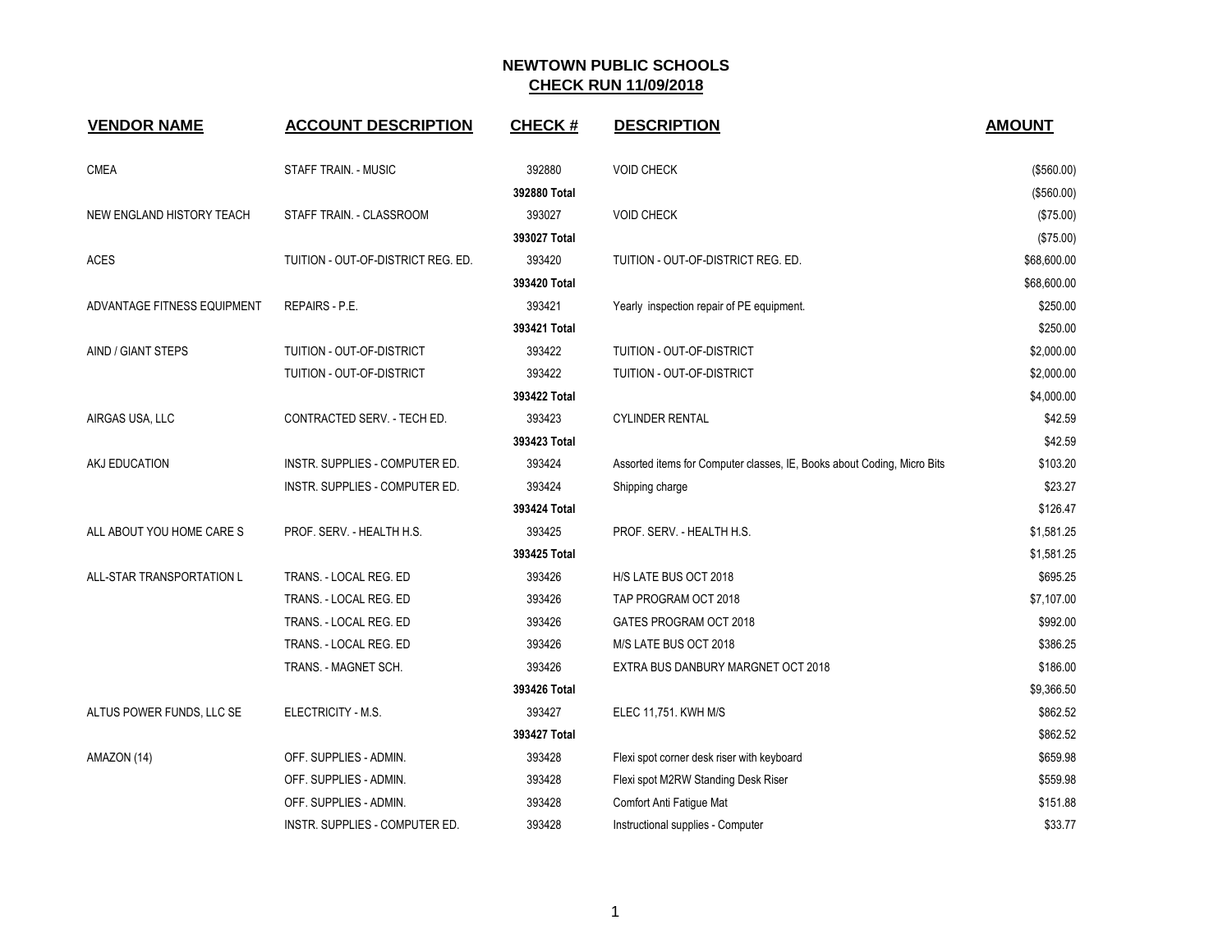# NEWTOWN PUBLIC SCHOOLS
## CHECK RUN 11/09/2018

| VENDOR NAME | ACCOUNT DESCRIPTION | CHECK # | DESCRIPTION | AMOUNT |
|---|---|---|---|---|
| CMEA | STAFF TRAIN. - MUSIC | 392880 | VOID CHECK | ($560.00) |
| | | **392880 Total** | | ($560.00) |
| NEW ENGLAND HISTORY TEACH | STAFF TRAIN. - CLASSROOM | 393027 | VOID CHECK | ($75.00) |
| | | **393027 Total** | | ($75.00) |
| ACES | TUITION - OUT-OF-DISTRICT REG. ED. | 393420 | TUITION - OUT-OF-DISTRICT REG. ED. | $68,600.00 |
| | | **393420 Total** | | $68,600.00 |
| ADVANTAGE FITNESS EQUIPMENT | REPAIRS - P.E. | 393421 | Yearly inspection repair of PE equipment. | $250.00 |
| | | **393421 Total** | | $250.00 |
| AIND / GIANT STEPS | TUITION - OUT-OF-DISTRICT | 393422 | TUITION - OUT-OF-DISTRICT | $2,000.00 |
| | TUITION - OUT-OF-DISTRICT | 393422 | TUITION - OUT-OF-DISTRICT | $2,000.00 |
| | | **393422 Total** | | $4,000.00 |
| AIRGAS USA, LLC | CONTRACTED SERV. - TECH ED. | 393423 | CYLINDER RENTAL | $42.59 |
| | | **393423 Total** | | $42.59 |
| AKJ EDUCATION | INSTR. SUPPLIES - COMPUTER ED. | 393424 | Assorted items for Computer classes, IE, Books about Coding, Micro Bits | $103.20 |
| | INSTR. SUPPLIES - COMPUTER ED. | 393424 | Shipping charge | $23.27 |
| | | **393424 Total** | | $126.47 |
| ALL ABOUT YOU HOME CARE S | PROF. SERV. - HEALTH H.S. | 393425 | PROF. SERV. - HEALTH H.S. | $1,581.25 |
| | | **393425 Total** | | $1,581.25 |
| ALL-STAR TRANSPORTATION L | TRANS. - LOCAL REG. ED | 393426 | H/S LATE BUS OCT 2018 | $695.25 |
| | TRANS. - LOCAL REG. ED | 393426 | TAP PROGRAM OCT 2018 | $7,107.00 |
| | TRANS. - LOCAL REG. ED | 393426 | GATES PROGRAM OCT 2018 | $992.00 |
| | TRANS. - LOCAL REG. ED | 393426 | M/S LATE BUS OCT 2018 | $386.25 |
| | TRANS. - MAGNET SCH. | 393426 | EXTRA BUS DANBURY MARGNET OCT 2018 | $186.00 |
| | | **393426 Total** | | $9,366.50 |
| ALTUS POWER FUNDS, LLC SE | ELECTRICITY - M.S. | 393427 | ELEC 11,751. KWH M/S | $862.52 |
| | | **393427 Total** | | $862.52 |
| AMAZON (14) | OFF. SUPPLIES - ADMIN. | 393428 | Flexi spot corner desk riser with keyboard | $659.98 |
| | OFF. SUPPLIES - ADMIN. | 393428 | Flexi spot M2RW Standing Desk Riser | $559.98 |
| | OFF. SUPPLIES - ADMIN. | 393428 | Comfort Anti Fatigue Mat | $151.88 |
| | INSTR. SUPPLIES - COMPUTER ED. | 393428 | Instructional supplies - Computer | $33.77 |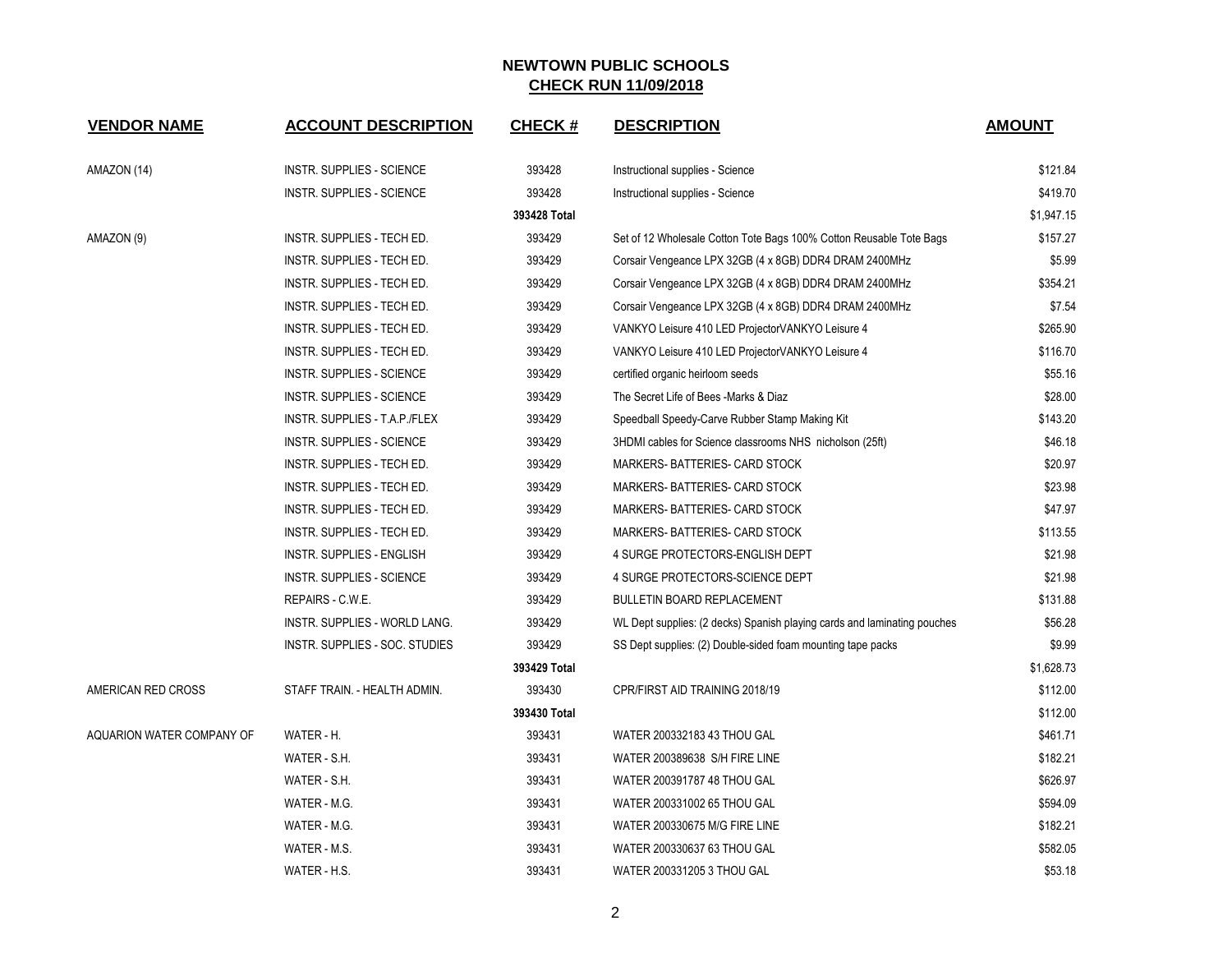## NEWTOWN PUBLIC SCHOOLS
## CHECK RUN 11/09/2018

| VENDOR NAME | ACCOUNT DESCRIPTION | CHECK # | DESCRIPTION | AMOUNT |
|---|---|---|---|---|
| AMAZON (14) | INSTR. SUPPLIES - SCIENCE | 393428 | Instructional supplies - Science | $121.84 |
| | INSTR. SUPPLIES - SCIENCE | 393428 | Instructional supplies - Science | $419.70 |
| | | **393428 Total** | | $1,947.15 |
| AMAZON (9) | INSTR. SUPPLIES - TECH ED. | 393429 | Set of 12 Wholesale Cotton Tote Bags 100% Cotton Reusable Tote Bags | $157.27 |
| | INSTR. SUPPLIES - TECH ED. | 393429 | Corsair Vengeance LPX 32GB (4 x 8GB) DDR4 DRAM 2400MHz | $5.99 |
| | INSTR. SUPPLIES - TECH ED. | 393429 | Corsair Vengeance LPX 32GB (4 x 8GB) DDR4 DRAM 2400MHz | $354.21 |
| | INSTR. SUPPLIES - TECH ED. | 393429 | Corsair Vengeance LPX 32GB (4 x 8GB) DDR4 DRAM 2400MHz | $7.54 |
| | INSTR. SUPPLIES - TECH ED. | 393429 | VANKYO Leisure 410 LED ProjectorVANKYO Leisure 4 | $265.90 |
| | INSTR. SUPPLIES - TECH ED. | 393429 | VANKYO Leisure 410 LED ProjectorVANKYO Leisure 4 | $116.70 |
| | INSTR. SUPPLIES - SCIENCE | 393429 | certified organic heirloom seeds | $55.16 |
| | INSTR. SUPPLIES - SCIENCE | 393429 | The Secret Life of Bees -Marks & Diaz | $28.00 |
| | INSTR. SUPPLIES - T.A.P./FLEX | 393429 | Speedball Speedy-Carve Rubber Stamp Making Kit | $143.20 |
| | INSTR. SUPPLIES - SCIENCE | 393429 | 3HDMI cables for Science classrooms NHS nicholson (25ft) | $46.18 |
| | INSTR. SUPPLIES - TECH ED. | 393429 | MARKERS- BATTERIES- CARD STOCK | $20.97 |
| | INSTR. SUPPLIES - TECH ED. | 393429 | MARKERS- BATTERIES- CARD STOCK | $23.98 |
| | INSTR. SUPPLIES - TECH ED. | 393429 | MARKERS- BATTERIES- CARD STOCK | $47.97 |
| | INSTR. SUPPLIES - TECH ED. | 393429 | MARKERS- BATTERIES- CARD STOCK | $113.55 |
| | INSTR. SUPPLIES - ENGLISH | 393429 | 4 SURGE PROTECTORS-ENGLISH DEPT | $21.98 |
| | INSTR. SUPPLIES - SCIENCE | 393429 | 4 SURGE PROTECTORS-SCIENCE DEPT | $21.98 |
| | REPAIRS - C.W.E. | 393429 | BULLETIN BOARD REPLACEMENT | $131.88 |
| | INSTR. SUPPLIES - WORLD LANG. | 393429 | WL Dept supplies: (2 decks) Spanish playing cards and laminating pouches | $56.28 |
| | INSTR. SUPPLIES - SOC. STUDIES | 393429 | SS Dept supplies: (2) Double-sided foam mounting tape packs | $9.99 |
| | | **393429 Total** | | $1,628.73 |
| AMERICAN RED CROSS | STAFF TRAIN. - HEALTH ADMIN. | 393430 | CPR/FIRST AID TRAINING 2018/19 | $112.00 |
| | | **393430 Total** | | $112.00 |
| AQUARION WATER COMPANY OF | WATER - H. | 393431 | WATER 200332183 43 THOU GAL | $461.71 |
| | WATER - S.H. | 393431 | WATER 200389638 S/H FIRE LINE | $182.21 |
| | WATER - S.H. | 393431 | WATER 200391787 48 THOU GAL | $626.97 |
| | WATER - M.G. | 393431 | WATER 200331002 65 THOU GAL | $594.09 |
| | WATER - M.G. | 393431 | WATER 200330675 M/G FIRE LINE | $182.21 |
| | WATER - M.S. | 393431 | WATER 200330637 63 THOU GAL | $582.05 |
| | WATER - H.S. | 393431 | WATER 200331205 3 THOU GAL | $53.18 |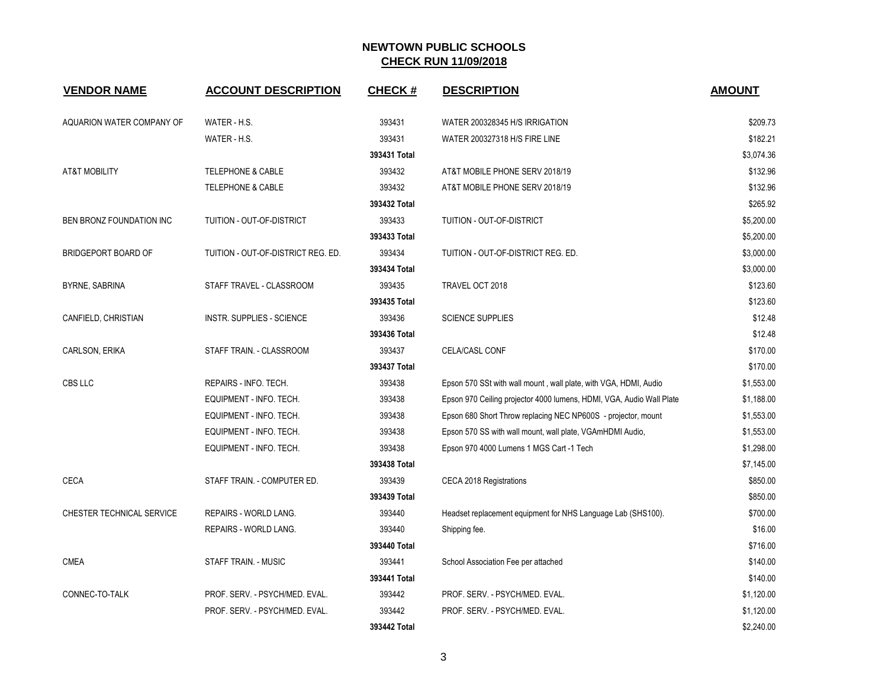## NEWTOWN PUBLIC SCHOOLS
## CHECK RUN 11/09/2018

| VENDOR NAME | ACCOUNT DESCRIPTION | CHECK # | DESCRIPTION | AMOUNT |
|---|---|---|---|---|
| AQUARION WATER COMPANY OF | WATER - H.S. | 393431 | WATER 200328345 H/S IRRIGATION | $209.73 |
| | WATER - H.S. | 393431 | WATER 200327318 H/S FIRE LINE | $182.21 |
| | | **393431 Total** | | $3,074.36 |
| AT&T MOBILITY | TELEPHONE & CABLE | 393432 | AT&T MOBILE PHONE SERV 2018/19 | $132.96 |
| | TELEPHONE & CABLE | 393432 | AT&T MOBILE PHONE SERV 2018/19 | $132.96 |
| | | **393432 Total** | | $265.92 |
| BEN BRONZ FOUNDATION INC | TUITION - OUT-OF-DISTRICT | 393433 | TUITION - OUT-OF-DISTRICT | $5,200.00 |
| | | **393433 Total** | | $5,200.00 |
| BRIDGEPORT BOARD OF | TUITION - OUT-OF-DISTRICT REG. ED. | 393434 | TUITION - OUT-OF-DISTRICT REG. ED. | $3,000.00 |
| | | **393434 Total** | | $3,000.00 |
| BYRNE, SABRINA | STAFF TRAVEL - CLASSROOM | 393435 | TRAVEL OCT 2018 | $123.60 |
| | | **393435 Total** | | $123.60 |
| CANFIELD, CHRISTIAN | INSTR. SUPPLIES - SCIENCE | 393436 | SCIENCE SUPPLIES | $12.48 |
| | | **393436 Total** | | $12.48 |
| CARLSON, ERIKA | STAFF TRAIN. - CLASSROOM | 393437 | CELA/CASL CONF | $170.00 |
| | | **393437 Total** | | $170.00 |
| CBS LLC | REPAIRS - INFO. TECH. | 393438 | Epson 570 SSt with wall mount , wall plate, with VGA, HDMI, Audio | $1,553.00 |
| | EQUIPMENT - INFO. TECH. | 393438 | Epson 970 Ceiling projector 4000 lumens, HDMI, VGA, Audio Wall Plate | $1,188.00 |
| | EQUIPMENT - INFO. TECH. | 393438 | Epson 680 Short Throw replacing NEC NP600S - projector, mount | $1,553.00 |
| | EQUIPMENT - INFO. TECH. | 393438 | Epson 570 SS with wall mount, wall plate, VGAmHDMI Audio, | $1,553.00 |
| | EQUIPMENT - INFO. TECH. | 393438 | Epson 970 4000 Lumens 1 MGS Cart -1 Tech | $1,298.00 |
| | | **393438 Total** | | $7,145.00 |
| CECA | STAFF TRAIN. - COMPUTER ED. | 393439 | CECA 2018 Registrations | $850.00 |
| | | **393439 Total** | | $850.00 |
| CHESTER TECHNICAL SERVICE | REPAIRS - WORLD LANG. | 393440 | Headset replacement equipment for NHS Language Lab (SHS100). | $700.00 |
| | REPAIRS - WORLD LANG. | 393440 | Shipping fee. | $16.00 |
| | | **393440 Total** | | $716.00 |
| CMEA | STAFF TRAIN. - MUSIC | 393441 | School Association Fee per attached | $140.00 |
| | | **393441 Total** | | $140.00 |
| CONNEC-TO-TALK | PROF. SERV. - PSYCH/MED. EVAL. | 393442 | PROF. SERV. - PSYCH/MED. EVAL. | $1,120.00 |
| | PROF. SERV. - PSYCH/MED. EVAL. | 393442 | PROF. SERV. - PSYCH/MED. EVAL. | $1,120.00 |
| | | **393442 Total** | | $2,240.00 |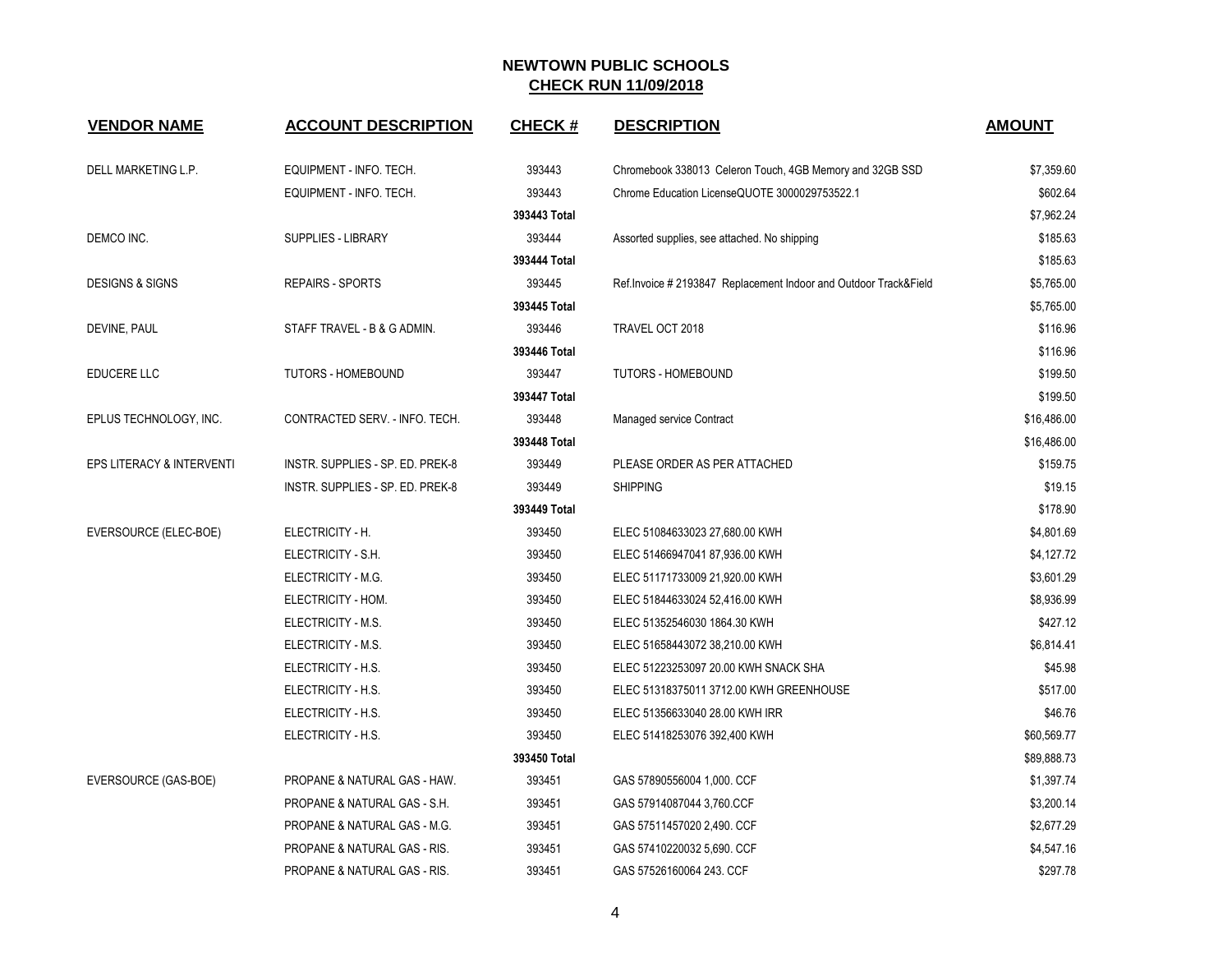# NEWTOWN PUBLIC SCHOOLS

## CHECK RUN 11/09/2018

| VENDOR NAME | ACCOUNT DESCRIPTION | CHECK # | DESCRIPTION | AMOUNT |
|---|---|---|---|---|
| DELL MARKETING L.P. | EQUIPMENT - INFO. TECH. | 393443 | Chromebook 338013 Celeron Touch, 4GB Memory and 32GB SSD | $7,359.60 |
| | EQUIPMENT - INFO. TECH. | 393443 | Chrome Education LicenseQUOTE 3000029753522.1 | $602.64 |
| | | 393443 Total | | $7,962.24 |
| DEMCO INC. | SUPPLIES - LIBRARY | 393444 | Assorted supplies, see attached. No shipping | $185.63 |
| | | 393444 Total | | $185.63 |
| DESIGNS & SIGNS | REPAIRS - SPORTS | 393445 | Ref.Invoice # 2193847 Replacement Indoor and Outdoor Track&Field | $5,765.00 |
| | | 393445 Total | | $5,765.00 |
| DEVINE, PAUL | STAFF TRAVEL - B & G ADMIN. | 393446 | TRAVEL OCT 2018 | $116.96 |
| | | 393446 Total | | $116.96 |
| EDUCERE LLC | TUTORS - HOMEBOUND | 393447 | TUTORS - HOMEBOUND | $199.50 |
| | | 393447 Total | | $199.50 |
| EPLUS TECHNOLOGY, INC. | CONTRACTED SERV. - INFO. TECH. | 393448 | Managed service Contract | $16,486.00 |
| | | 393448 Total | | $16,486.00 |
| EPS LITERACY & INTERVENTI | INSTR. SUPPLIES - SP. ED. PREK-8 | 393449 | PLEASE ORDER AS PER ATTACHED | $159.75 |
| | INSTR. SUPPLIES - SP. ED. PREK-8 | 393449 | SHIPPING | $19.15 |
| | | 393449 Total | | $178.90 |
| EVERSOURCE (ELEC-BOE) | ELECTRICITY - H. | 393450 | ELEC 51084633023 27,680.00 KWH | $4,801.69 |
| | ELECTRICITY - S.H. | 393450 | ELEC 51466947041 87,936.00 KWH | $4,127.72 |
| | ELECTRICITY - M.G. | 393450 | ELEC 51171733009 21,920.00 KWH | $3,601.29 |
| | ELECTRICITY - HOM. | 393450 | ELEC 51844633024 52,416.00 KWH | $8,936.99 |
| | ELECTRICITY - M.S. | 393450 | ELEC 51352546030 1864.30 KWH | $427.12 |
| | ELECTRICITY - M.S. | 393450 | ELEC 51658443072 38,210.00 KWH | $6,814.41 |
| | ELECTRICITY - H.S. | 393450 | ELEC 51223253097 20.00 KWH SNACK SHA | $45.98 |
| | ELECTRICITY - H.S. | 393450 | ELEC 51318375011 3712.00 KWH GREENHOUSE | $517.00 |
| | ELECTRICITY - H.S. | 393450 | ELEC 51356633040 28.00 KWH IRR | $46.76 |
| | ELECTRICITY - H.S. | 393450 | ELEC 51418253076 392,400 KWH | $60,569.77 |
| | | 393450 Total | | $89,888.73 |
| EVERSOURCE (GAS-BOE) | PROPANE & NATURAL GAS - HAW. | 393451 | GAS 57890556004 1,000. CCF | $1,397.74 |
| | PROPANE & NATURAL GAS - S.H. | 393451 | GAS 57914087044 3,760.CCF | $3,200.14 |
| | PROPANE & NATURAL GAS - M.G. | 393451 | GAS 57511457020 2,490. CCF | $2,677.29 |
| | PROPANE & NATURAL GAS - RIS. | 393451 | GAS 57410220032 5,690. CCF | $4,547.16 |
| | PROPANE & NATURAL GAS - RIS. | 393451 | GAS 57526160064 243. CCF | $297.78 |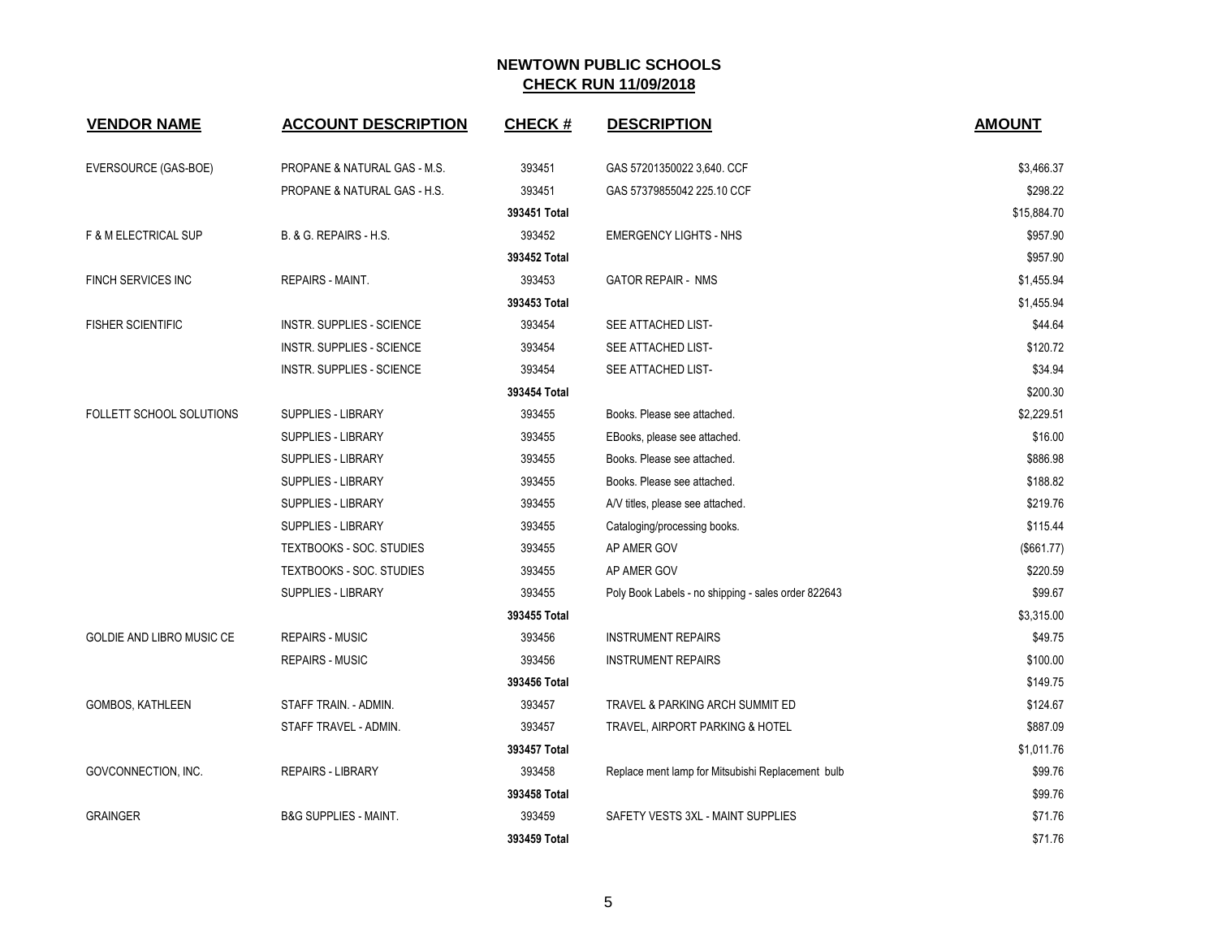# NEWTOWN PUBLIC SCHOOLS

## CHECK RUN 11/09/2018

| VENDOR NAME | ACCOUNT DESCRIPTION | CHECK # | DESCRIPTION | AMOUNT |
|---|---|---|---|---|
| EVERSOURCE (GAS-BOE) | PROPANE & NATURAL GAS - M.S. | 393451 | GAS 57201350022 3,640. CCF | $3,466.37 |
| | PROPANE & NATURAL GAS - H.S. | 393451 | GAS 57379855042 225.10 CCF | $298.22 |
| | | **393451 Total** | | $15,884.70 |
| F & M ELECTRICAL SUP | B. & G. REPAIRS - H.S. | 393452 | EMERGENCY LIGHTS - NHS | $957.90 |
| | | **393452 Total** | | $957.90 |
| FINCH SERVICES INC | REPAIRS - MAINT. | 393453 | GATOR REPAIR - NMS | $1,455.94 |
| | | **393453 Total** | | $1,455.94 |
| FISHER SCIENTIFIC | INSTR. SUPPLIES - SCIENCE | 393454 | SEE ATTACHED LIST- | $44.64 |
| | INSTR. SUPPLIES - SCIENCE | 393454 | SEE ATTACHED LIST- | $120.72 |
| | INSTR. SUPPLIES - SCIENCE | 393454 | SEE ATTACHED LIST- | $34.94 |
| | | **393454 Total** | | $200.30 |
| FOLLETT SCHOOL SOLUTIONS | SUPPLIES - LIBRARY | 393455 | Books. Please see attached. | $2,229.51 |
| | SUPPLIES - LIBRARY | 393455 | EBooks, please see attached. | $16.00 |
| | SUPPLIES - LIBRARY | 393455 | Books. Please see attached. | $886.98 |
| | SUPPLIES - LIBRARY | 393455 | Books. Please see attached. | $188.82 |
| | SUPPLIES - LIBRARY | 393455 | A/V titles, please see attached. | $219.76 |
| | SUPPLIES - LIBRARY | 393455 | Cataloging/processing books. | $115.44 |
| | TEXTBOOKS - SOC. STUDIES | 393455 | AP AMER GOV | ($661.77) |
| | TEXTBOOKS - SOC. STUDIES | 393455 | AP AMER GOV | $220.59 |
| | SUPPLIES - LIBRARY | 393455 | Poly Book Labels - no shipping - sales order 822643 | $99.67 |
| | | **393455 Total** | | $3,315.00 |
| GOLDIE AND LIBRO MUSIC CE | REPAIRS - MUSIC | 393456 | INSTRUMENT REPAIRS | $49.75 |
| | REPAIRS - MUSIC | 393456 | INSTRUMENT REPAIRS | $100.00 |
| | | **393456 Total** | | $149.75 |
| GOMBOS, KATHLEEN | STAFF TRAIN. - ADMIN. | 393457 | TRAVEL & PARKING ARCH SUMMIT ED | $124.67 |
| | STAFF TRAVEL - ADMIN. | 393457 | TRAVEL, AIRPORT PARKING & HOTEL | $887.09 |
| | | **393457 Total** | | $1,011.76 |
| GOVCONNECTION, INC. | REPAIRS - LIBRARY | 393458 | Replace ment lamp for Mitsubishi Replacement bulb | $99.76 |
| | | **393458 Total** | | $99.76 |
| GRAINGER | B&G SUPPLIES - MAINT. | 393459 | SAFETY VESTS 3XL - MAINT SUPPLIES | $71.76 |
| | | **393459 Total** | | $71.76 |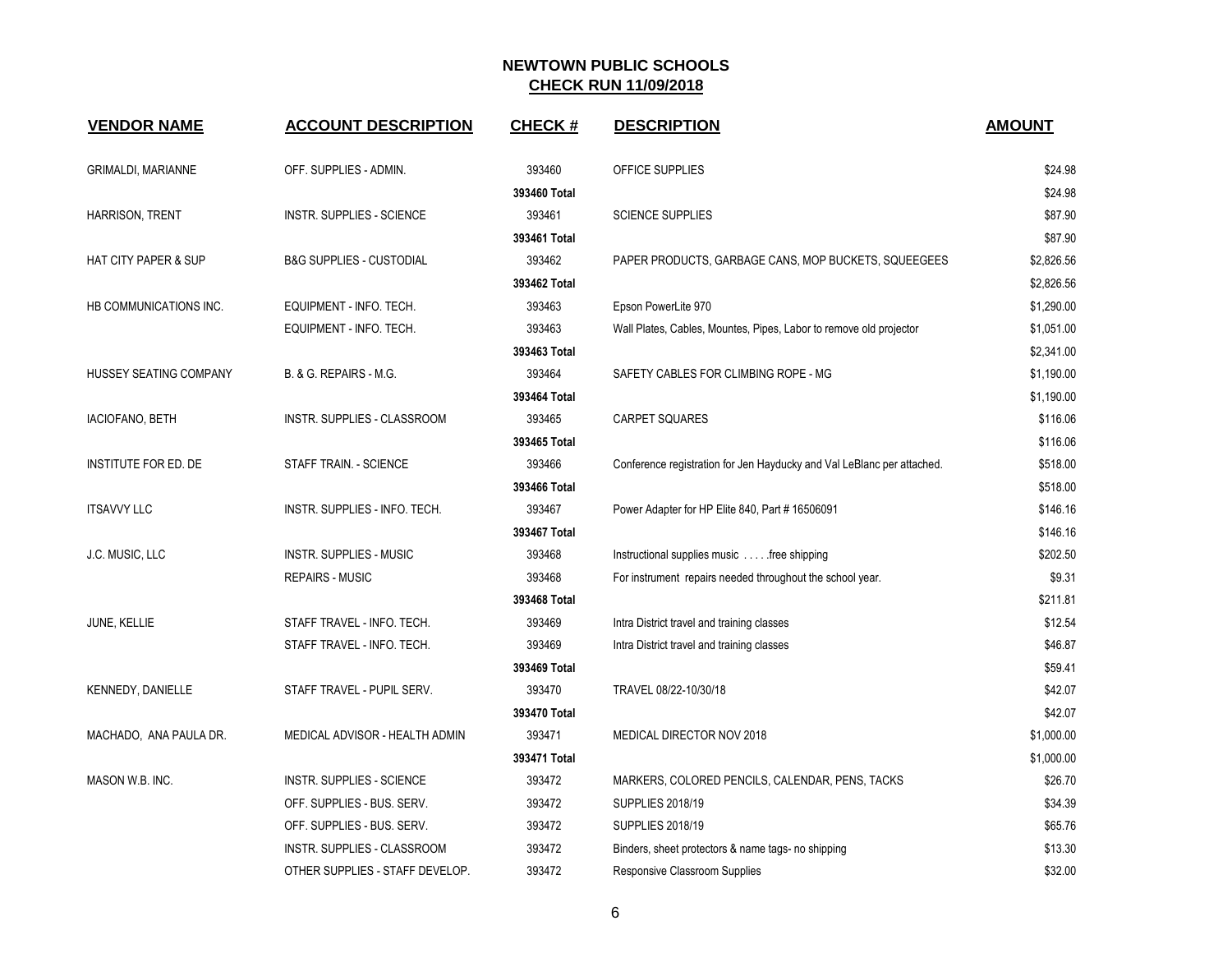# NEWTOWN PUBLIC SCHOOLS

## CHECK RUN 11/09/2018

| VENDOR NAME | ACCOUNT DESCRIPTION | CHECK # | DESCRIPTION | AMOUNT |
|---|---|---|---|---|
| GRIMALDI, MARIANNE | OFF. SUPPLIES - ADMIN. | 393460 | OFFICE SUPPLIES | $24.98 |
| | | **393460 Total** | | $24.98 |
| HARRISON, TRENT | INSTR. SUPPLIES - SCIENCE | 393461 | SCIENCE SUPPLIES | $87.90 |
| | | **393461 Total** | | $87.90 |
| HAT CITY PAPER & SUP | B&G SUPPLIES - CUSTODIAL | 393462 | PAPER PRODUCTS, GARBAGE CANS, MOP BUCKETS, SQUEEGEES | $2,826.56 |
| | | **393462 Total** | | $2,826.56 |
| HB COMMUNICATIONS INC. | EQUIPMENT - INFO. TECH. | 393463 | Epson PowerLite 970 | $1,290.00 |
| | EQUIPMENT - INFO. TECH. | 393463 | Wall Plates, Cables, Mountes, Pipes, Labor to remove old projector | $1,051.00 |
| | | **393463 Total** | | $2,341.00 |
| HUSSEY SEATING COMPANY | B. & G. REPAIRS - M.G. | 393464 | SAFETY CABLES FOR CLIMBING ROPE - MG | $1,190.00 |
| | | **393464 Total** | | $1,190.00 |
| IACIOFANO, BETH | INSTR. SUPPLIES - CLASSROOM | 393465 | CARPET SQUARES | $116.06 |
| | | **393465 Total** | | $116.06 |
| INSTITUTE FOR ED. DE | STAFF TRAIN. - SCIENCE | 393466 | Conference registration for Jen Hayducky and Val LeBlanc per attached. | $518.00 |
| | | **393466 Total** | | $518.00 |
| ITSAVVY LLC | INSTR. SUPPLIES - INFO. TECH. | 393467 | Power Adapter for HP Elite 840, Part # 16506091 | $146.16 |
| | | **393467 Total** | | $146.16 |
| J.C. MUSIC, LLC | INSTR. SUPPLIES - MUSIC | 393468 | Instructional supplies music . . . . .free shipping | $202.50 |
| | REPAIRS - MUSIC | 393468 | For instrument repairs needed throughout the school year. | $9.31 |
| | | **393468 Total** | | $211.81 |
| JUNE, KELLIE | STAFF TRAVEL - INFO. TECH. | 393469 | Intra District travel and training classes | $12.54 |
| | STAFF TRAVEL - INFO. TECH. | 393469 | Intra District travel and training classes | $46.87 |
| | | **393469 Total** | | $59.41 |
| KENNEDY, DANIELLE | STAFF TRAVEL - PUPIL SERV. | 393470 | TRAVEL 08/22-10/30/18 | $42.07 |
| | | **393470 Total** | | $42.07 |
| MACHADO, ANA PAULA DR. | MEDICAL ADVISOR - HEALTH ADMIN | 393471 | MEDICAL DIRECTOR NOV 2018 | $1,000.00 |
| | | **393471 Total** | | $1,000.00 |
| MASON W.B. INC. | INSTR. SUPPLIES - SCIENCE | 393472 | MARKERS, COLORED PENCILS, CALENDAR, PENS, TACKS | $26.70 |
| | OFF. SUPPLIES - BUS. SERV. | 393472 | SUPPLIES 2018/19 | $34.39 |
| | OFF. SUPPLIES - BUS. SERV. | 393472 | SUPPLIES 2018/19 | $65.76 |
| | INSTR. SUPPLIES - CLASSROOM | 393472 | Binders, sheet protectors & name tags- no shipping | $13.30 |
| | OTHER SUPPLIES - STAFF DEVELOP. | 393472 | Responsive Classroom Supplies | $32.00 |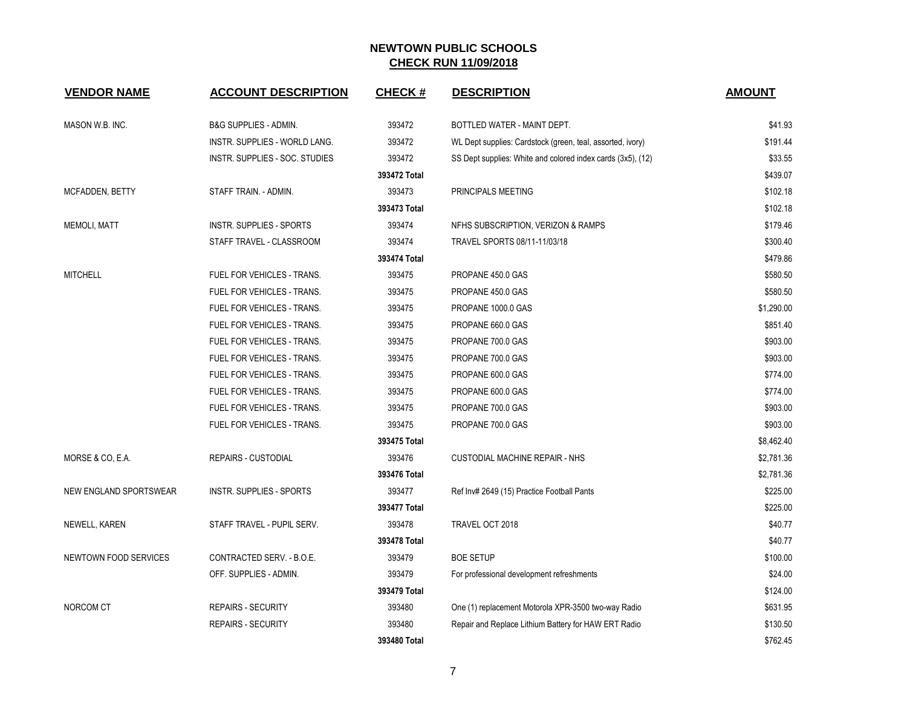# NEWTOWN PUBLIC SCHOOLS

## CHECK RUN 11/09/2018

| VENDOR NAME | ACCOUNT DESCRIPTION | CHECK # | DESCRIPTION | AMOUNT |
|---|---|---|---|---|
| MASON W.B. INC. | B&G SUPPLIES - ADMIN. | 393472 | BOTTLED WATER - MAINT DEPT. | $41.93 |
| | INSTR. SUPPLIES - WORLD LANG. | 393472 | WL Dept supplies: Cardstock (green, teal, assorted, ivory) | $191.44 |
| | INSTR. SUPPLIES - SOC. STUDIES | 393472 | SS Dept supplies: White and colored index cards (3x5), (12) | $33.55 |
| | | **393472 Total** | | $439.07 |
| MCFADDEN, BETTY | STAFF TRAIN. - ADMIN. | 393473 | PRINCIPALS MEETING | $102.18 |
| | | **393473 Total** | | $102.18 |
| MEMOLI, MATT | INSTR. SUPPLIES - SPORTS | 393474 | NFHS SUBSCRIPTION, VERIZON & RAMPS | $179.46 |
| | STAFF TRAVEL - CLASSROOM | 393474 | TRAVEL SPORTS 08/11-11/03/18 | $300.40 |
| | | **393474 Total** | | $479.86 |
| MITCHELL | FUEL FOR VEHICLES - TRANS. | 393475 | PROPANE 450.0 GAS | $580.50 |
| | FUEL FOR VEHICLES - TRANS. | 393475 | PROPANE 450.0 GAS | $580.50 |
| | FUEL FOR VEHICLES - TRANS. | 393475 | PROPANE 1000.0 GAS | $1,290.00 |
| | FUEL FOR VEHICLES - TRANS. | 393475 | PROPANE 660.0 GAS | $851.40 |
| | FUEL FOR VEHICLES - TRANS. | 393475 | PROPANE 700.0 GAS | $903.00 |
| | FUEL FOR VEHICLES - TRANS. | 393475 | PROPANE 700.0 GAS | $903.00 |
| | FUEL FOR VEHICLES - TRANS. | 393475 | PROPANE 600.0 GAS | $774.00 |
| | FUEL FOR VEHICLES - TRANS. | 393475 | PROPANE 600.0 GAS | $774.00 |
| | FUEL FOR VEHICLES - TRANS. | 393475 | PROPANE 700.0 GAS | $903.00 |
| | FUEL FOR VEHICLES - TRANS. | 393475 | PROPANE 700.0 GAS | $903.00 |
| | | **393475 Total** | | $8,462.40 |
| MORSE & CO, E.A. | REPAIRS - CUSTODIAL | 393476 | CUSTODIAL MACHINE REPAIR - NHS | $2,781.36 |
| | | **393476 Total** | | $2,781.36 |
| NEW ENGLAND SPORTSWEAR | INSTR. SUPPLIES - SPORTS | 393477 | Ref Inv# 2649 (15) Practice Football Pants | $225.00 |
| | | **393477 Total** | | $225.00 |
| NEWELL, KAREN | STAFF TRAVEL - PUPIL SERV. | 393478 | TRAVEL OCT 2018 | $40.77 |
| | | **393478 Total** | | $40.77 |
| NEWTOWN FOOD SERVICES | CONTRACTED SERV. - B.O.E. | 393479 | BOE SETUP | $100.00 |
| | OFF. SUPPLIES - ADMIN. | 393479 | For professional development refreshments | $24.00 |
| | | **393479 Total** | | $124.00 |
| NORCOM CT | REPAIRS - SECURITY | 393480 | One (1) replacement Motorola XPR-3500 two-way Radio | $631.95 |
| | REPAIRS - SECURITY | 393480 | Repair and Replace Lithium Battery for HAW ERT Radio | $130.50 |
| | | **393480 Total** | | $762.45 |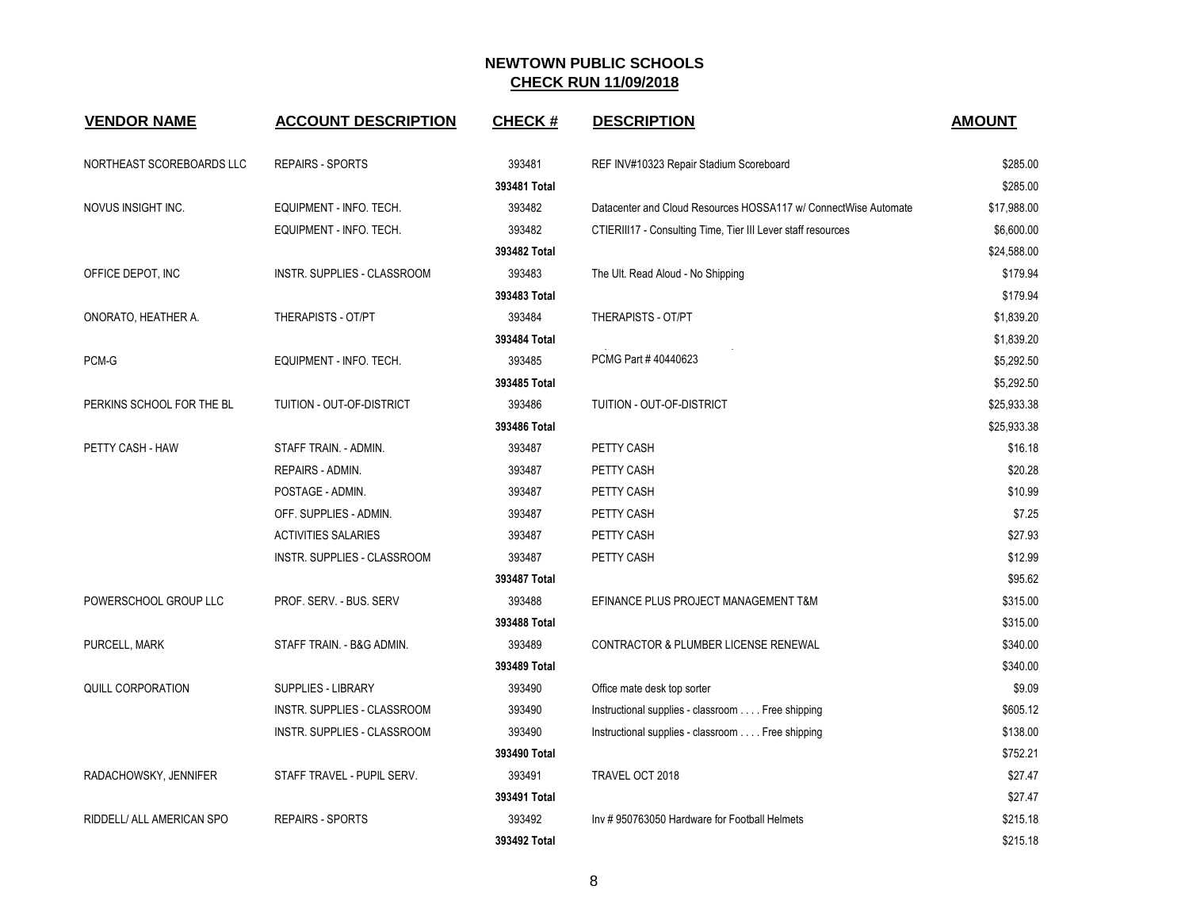# NEWTOWN PUBLIC SCHOOLS

## CHECK RUN 11/09/2018

| VENDOR NAME | ACCOUNT DESCRIPTION | CHECK # | DESCRIPTION | AMOUNT |
|---|---|---|---|---|
| NORTHEAST SCOREBOARDS LLC | REPAIRS - SPORTS | 393481 | REF INV#10323 Repair Stadium Scoreboard | $285.00 |
| | | **393481 Total** | | $285.00 |
| NOVUS INSIGHT INC. | EQUIPMENT - INFO. TECH. | 393482 | Datacenter and Cloud Resources HOSSA117 w/ ConnectWise Automate | $17,988.00 |
| | EQUIPMENT - INFO. TECH. | 393482 | CTIERIII17 - Consulting Time, Tier III Lever staff resources | $6,600.00 |
| | | **393482 Total** | | $24,588.00 |
| OFFICE DEPOT, INC | INSTR. SUPPLIES - CLASSROOM | 393483 | The Ult. Read Aloud - No Shipping | $179.94 |
| | | **393483 Total** | | $179.94 |
| ONORATO, HEATHER A. | THERAPISTS - OT/PT | 393484 | THERAPISTS - OT/PT | $1,839.20 |
| | | **393484 Total** | | $1,839.20 |
| PCM-G | EQUIPMENT - INFO. TECH. | 393485 | PCMG Part # 40440623 | $5,292.50 |
| | | **393485 Total** | | $5,292.50 |
| PERKINS SCHOOL FOR THE BL | TUITION - OUT-OF-DISTRICT | 393486 | TUITION - OUT-OF-DISTRICT | $25,933.38 |
| | | **393486 Total** | | $25,933.38 |
| PETTY CASH - HAW | STAFF TRAIN. - ADMIN. | 393487 | PETTY CASH | $16.18 |
| | REPAIRS - ADMIN. | 393487 | PETTY CASH | $20.28 |
| | POSTAGE - ADMIN. | 393487 | PETTY CASH | $10.99 |
| | OFF. SUPPLIES - ADMIN. | 393487 | PETTY CASH | $7.25 |
| | ACTIVITIES SALARIES | 393487 | PETTY CASH | $27.93 |
| | INSTR. SUPPLIES - CLASSROOM | 393487 | PETTY CASH | $12.99 |
| | | **393487 Total** | | $95.62 |
| POWERSCHOOL GROUP LLC | PROF. SERV. - BUS. SERV | 393488 | EFINANCE PLUS PROJECT MANAGEMENT T&M | $315.00 |
| | | **393488 Total** | | $315.00 |
| PURCELL, MARK | STAFF TRAIN. - B&G ADMIN. | 393489 | CONTRACTOR & PLUMBER LICENSE RENEWAL | $340.00 |
| | | **393489 Total** | | $340.00 |
| QUILL CORPORATION | SUPPLIES - LIBRARY | 393490 | Office mate desk top sorter | $9.09 |
| | INSTR. SUPPLIES - CLASSROOM | 393490 | Instructional supplies - classroom . . . . Free shipping | $605.12 |
| | INSTR. SUPPLIES - CLASSROOM | 393490 | Instructional supplies - classroom . . . . Free shipping | $138.00 |
| | | **393490 Total** | | $752.21 |
| RADACHOWSKY, JENNIFER | STAFF TRAVEL - PUPIL SERV. | 393491 | TRAVEL OCT 2018 | $27.47 |
| | | **393491 Total** | | $27.47 |
| RIDDELL/ ALL AMERICAN SPO | REPAIRS - SPORTS | 393492 | Inv # 950763050 Hardware for Football Helmets | $215.18 |
| | | **393492 Total** | | $215.18 |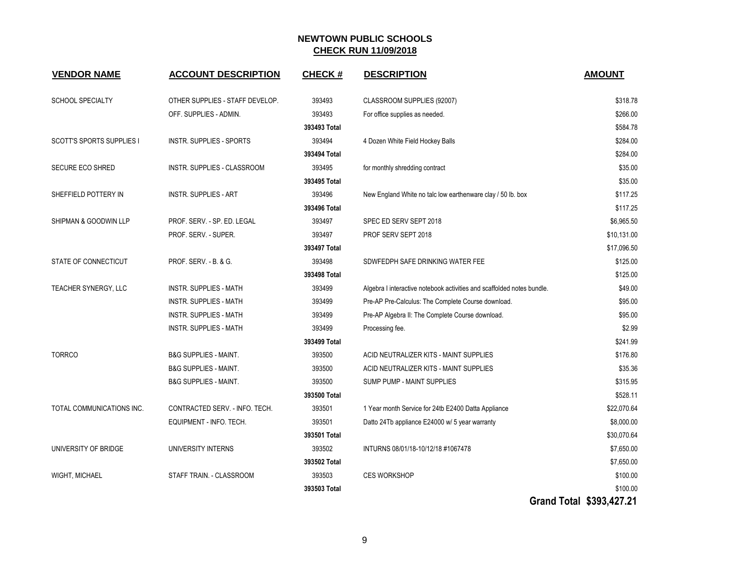## NEWTOWN PUBLIC SCHOOLS
## CHECK RUN 11/09/2018

| VENDOR NAME | ACCOUNT DESCRIPTION | CHECK # | DESCRIPTION | AMOUNT |
|---|---|---|---|---|
| SCHOOL SPECIALTY | OTHER SUPPLIES - STAFF DEVELOP. | 393493 | CLASSROOM SUPPLIES (92007) | $318.78 |
| | OFF. SUPPLIES - ADMIN. | 393493 | For office supplies as needed. | $266.00 |
| | | **393493 Total** | | $584.78 |
| SCOTT'S SPORTS SUPPLIES I | INSTR. SUPPLIES - SPORTS | 393494 | 4 Dozen White Field Hockey Balls | $284.00 |
| | | **393494 Total** | | $284.00 |
| SECURE ECO SHRED | INSTR. SUPPLIES - CLASSROOM | 393495 | for monthly shredding contract | $35.00 |
| | | **393495 Total** | | $35.00 |
| SHEFFIELD POTTERY IN | INSTR. SUPPLIES - ART | 393496 | New England White no talc low earthenware clay / 50 lb. box | $117.25 |
| | | **393496 Total** | | $117.25 |
| SHIPMAN & GOODWIN LLP | PROF. SERV. - SP. ED. LEGAL | 393497 | SPEC ED SERV SEPT 2018 | $6,965.50 |
| | PROF. SERV. - SUPER. | 393497 | PROF SERV SEPT 2018 | $10,131.00 |
| | | **393497 Total** | | $17,096.50 |
| STATE OF CONNECTICUT | PROF. SERV. - B. & G. | 393498 | SDWFEDPH SAFE DRINKING WATER FEE | $125.00 |
| | | **393498 Total** | | $125.00 |
| TEACHER SYNERGY, LLC | INSTR. SUPPLIES - MATH | 393499 | Algebra I interactive notebook activities and scaffolded notes bundle. | $49.00 |
| | INSTR. SUPPLIES - MATH | 393499 | Pre-AP Pre-Calculus: The Complete Course download. | $95.00 |
| | INSTR. SUPPLIES - MATH | 393499 | Pre-AP Algebra II: The Complete Course download. | $95.00 |
| | INSTR. SUPPLIES - MATH | 393499 | Processing fee. | $2.99 |
| | | **393499 Total** | | $241.99 |
| TORRCO | B&G SUPPLIES - MAINT. | 393500 | ACID NEUTRALIZER KITS - MAINT SUPPLIES | $176.80 |
| | B&G SUPPLIES - MAINT. | 393500 | ACID NEUTRALIZER KITS - MAINT SUPPLIES | $35.36 |
| | B&G SUPPLIES - MAINT. | 393500 | SUMP PUMP - MAINT SUPPLIES | $315.95 |
| | | **393500 Total** | | $528.11 |
| TOTAL COMMUNICATIONS INC. | CONTRACTED SERV. - INFO. TECH. | 393501 | 1 Year month Service for 24tb E2400 Datta Appliance | $22,070.64 |
| | EQUIPMENT - INFO. TECH. | 393501 | Datto 24Tb appliance E24000 w/ 5 year warranty | $8,000.00 |
| | | **393501 Total** | | $30,070.64 |
| UNIVERSITY OF BRIDGE | UNIVERSITY INTERNS | 393502 | INTURNS 08/01/18-10/12/18 #1067478 | $7,650.00 |
| | | **393502 Total** | | $7,650.00 |
| WIGHT, MICHAEL | STAFF TRAIN. - CLASSROOM | 393503 | CES WORKSHOP | $100.00 |
| | | **393503 Total** | | $100.00 |
| | | | **Grand Total** | **$393,427.21** |